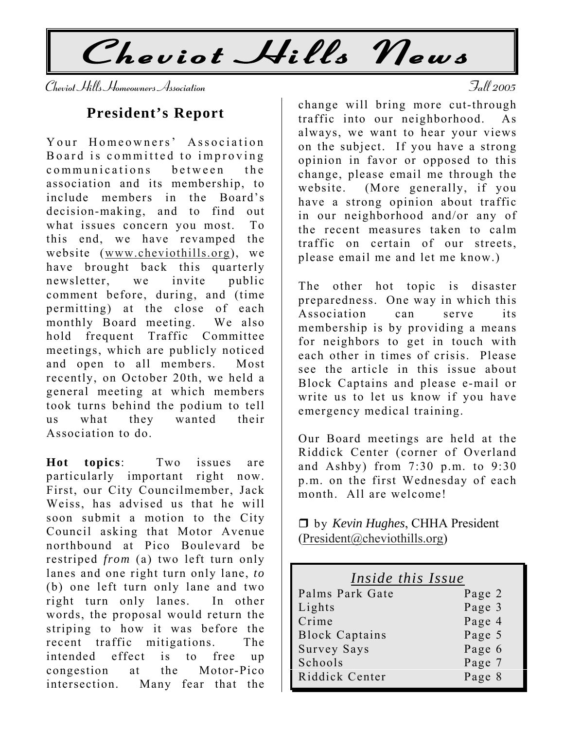# Cheviot Hills News

Cheviot Hills Homeowners Association — Fall 2005

## President's Report

Your Homeowners' Association Board is committed to improving communications between the association and its membership, to include members in the Board's decision-making, and to find out what issues concern you most. To this end, we have revamped the website (www.cheviothills.org), we have brought back this quarterly newsletter, we invite public comment before, during, and (time permitting) at the close of each monthly Board meeting. We also hold frequent Traffic Committee meetings, which are publicly noticed and open to all members. Most recently, on October 20th, we held a general meeting at which members took turns behind the podium to tell us what they wanted their Association to do.

**Hot topics**: Two issues are particularly important right now. First, our City Councilmember, Jack Weiss, has advised us that he will soon submit a motion to the City Council asking that Motor Avenue northbound at Pico Boulevard be restriped *from* (a) two left turn only lanes and one right turn only lane, *to* (b) one left turn only lane and two right turn only lanes. In other words, the proposal would return the striping to how it was before the recent traffic mitigations. The intended effect is to free up congestion at the Motor-Pico intersection. Many fear that the change will bring more cut-through traffic into our neighborhood. As always, we want to hear your views on the subject. If you have a strong opinion in favor or opposed to this change, please email me through the website. (More generally, if you have a strong opinion about traffic in our neighborhood and/or any of the recent measures taken to calm traffic on certain of our streets, please email me and let me know.)

The other hot topic is disaster preparedness. One way in which this Association can serve its membership is by providing a means for neighbors to get in touch with each other in times of crisis. Please see the article in this issue about Block Captains and please e-mail or write us to let us know if you have emergency medical training.

Our Board meetings are held at the Riddick Center (corner of Overland and Ashby) from 7:30 p.m. to 9:30 p.m. on the first Wednesday of each month. All are welcome!

❒ by *Kevin Hughes*, CHHA President (President@cheviothills.org)

### *Inside this Issue*

| | |
|---|---|
| Palms Park Gate | Page 2 |
| Lights | Page 3 |
| Crime | Page 4 |
| Block Captains | Page 5 |
| Survey Says | Page 6 |
| Schools | Page 7 |
| Riddick Center | Page 8 |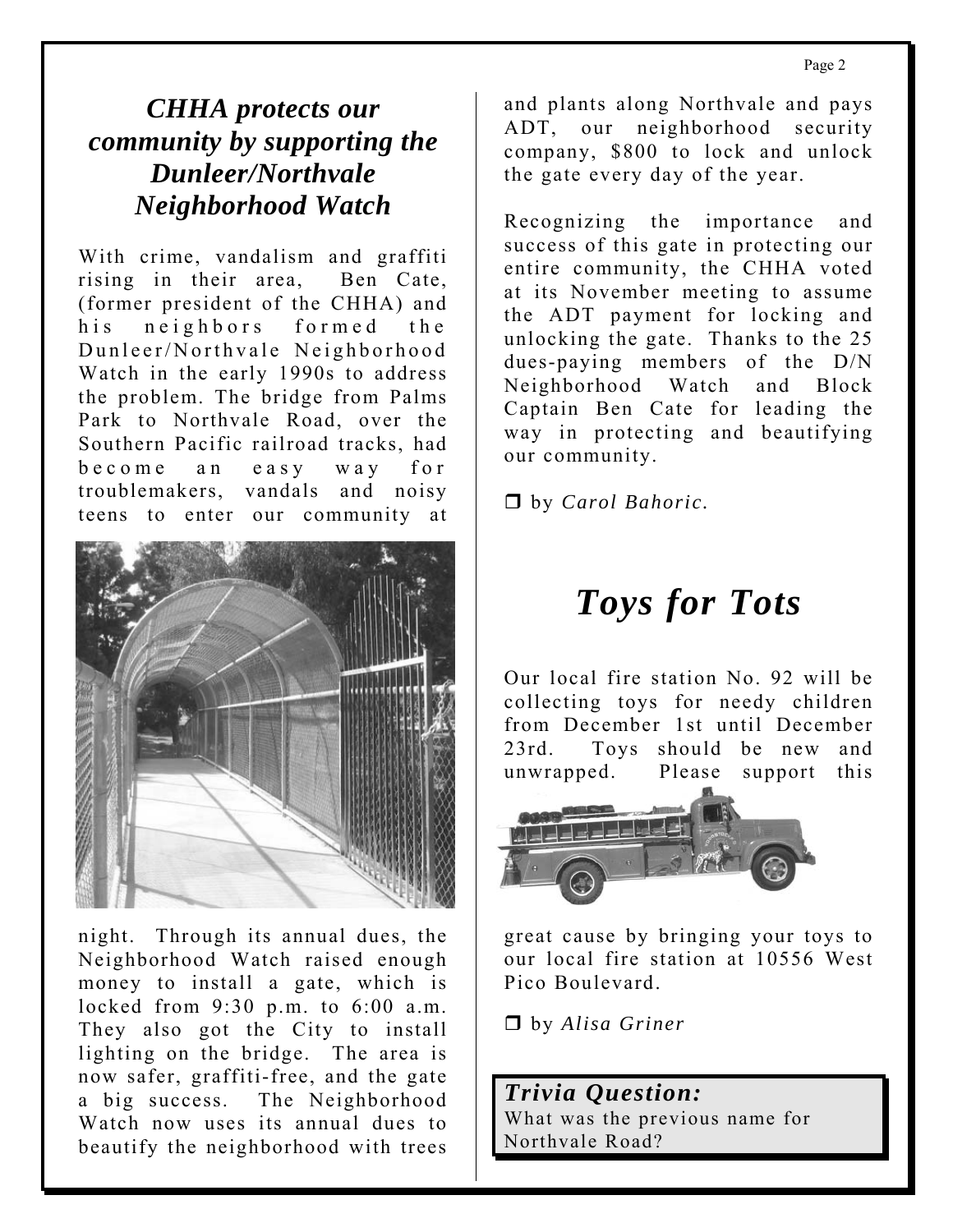## *CHHA protects our community by supporting the Dunleer/Northvale Neighborhood Watch*

With crime, vandalism and graffiti rising in their area, Ben Cate, (former president of the CHHA) and his neighbors formed the Dunleer/Northvale Neighborhood Watch in the early 1990s to address the problem. The bridge from Palms Park to Northvale Road, over the Southern Pacific railroad tracks, had become an easy way for troublemakers, vandals and noisy teens to enter our community at night. Through its annual dues, the Neighborhood Watch raised enough money to install a gate, which is locked from 9:30 p.m. to 6:00 a.m. They also got the City to install lighting on the bridge. The area is now safer, graffiti-free, and the gate a big success. The Neighborhood Watch now uses its annual dues to beautify the neighborhood with trees and plants along Northvale and pays ADT, our neighborhood security company, $800 to lock and unlock the gate every day of the year.

Recognizing the importance and success of this gate in protecting our entire community, the CHHA voted at its November meeting to assume the ADT payment for locking and unlocking the gate. Thanks to the 25 dues-paying members of the D/N Neighborhood Watch and Block Captain Ben Cate for leading the way in protecting and beautifying our community.

❒ by *Carol Bahoric.*

## *Toys for Tots*

Our local fire station No. 92 will be collecting toys for needy children from December 1st until December 23rd. Toys should be new and unwrapped. Please support this great cause by bringing your toys to our local fire station at 10556 West Pico Boulevard.

❒ by *Alisa Griner*

***Trivia Question:***
What was the previous name for Northvale Road?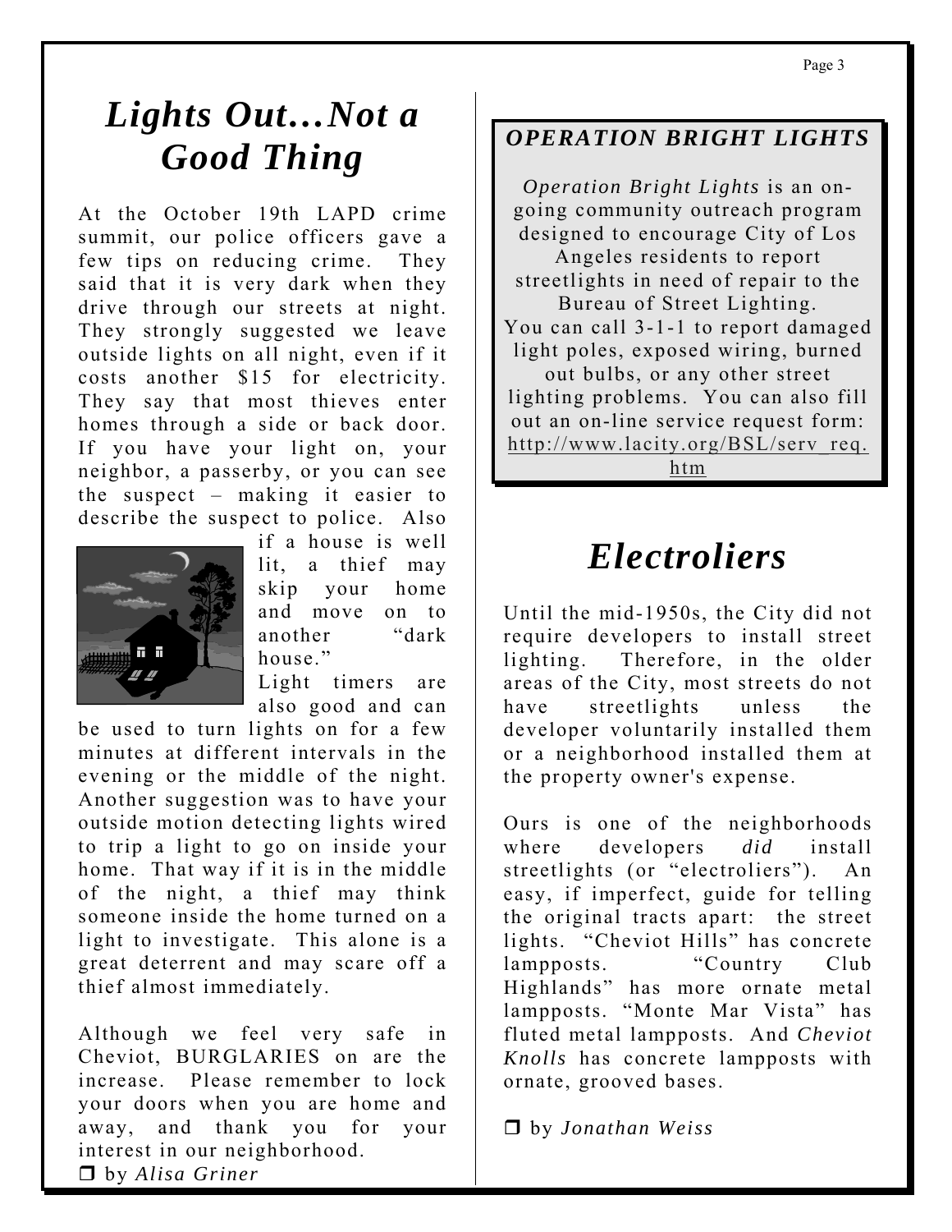# *Lights Out…Not a Good Thing*

At the October 19th LAPD crime summit, our police officers gave a few tips on reducing crime. They said that it is very dark when they drive through our streets at night. They strongly suggested we leave outside lights on all night, even if it costs another $15 for electricity. They say that most thieves enter homes through a side or back door. If you have your light on, your neighbor, a passerby, or you can see the suspect – making it easier to describe the suspect to police. Also if a house is well lit, a thief may skip your home and move on to another "dark house."

Light timers are also good and can be used to turn lights on for a few minutes at different intervals in the evening or the middle of the night. Another suggestion was to have your outside motion detecting lights wired to trip a light to go on inside your home. That way if it is in the middle of the night, a thief may think someone inside the home turned on a light to investigate. This alone is a great deterrent and may scare off a thief almost immediately.

Although we feel very safe in Cheviot, BURGLARIES on are the increase. Please remember to lock your doors when you are home and away, and thank you for your interest in our neighborhood.

❒ by *Alisa Griner*

## *OPERATION BRIGHT LIGHTS*

*Operation Bright Lights* is an on-going community outreach program designed to encourage City of Los Angeles residents to report streetlights in need of repair to the Bureau of Street Lighting.

You can call 3-1-1 to report damaged light poles, exposed wiring, burned out bulbs, or any other street lighting problems. You can also fill out an on-line service request form: http://www.lacity.org/BSL/serv_req.htm

# *Electroliers*

Until the mid-1950s, the City did not require developers to install street lighting. Therefore, in the older areas of the City, most streets do not have streetlights unless the developer voluntarily installed them or a neighborhood installed them at the property owner's expense.

Ours is one of the neighborhoods where developers *did* install streetlights (or "electroliers"). An easy, if imperfect, guide for telling the original tracts apart: the street lights. "Cheviot Hills" has concrete lampposts. "Country Club Highlands" has more ornate metal lampposts. "Monte Mar Vista" has fluted metal lampposts. And *Cheviot Knolls* has concrete lampposts with ornate, grooved bases.

❒ by *Jonathan Weiss*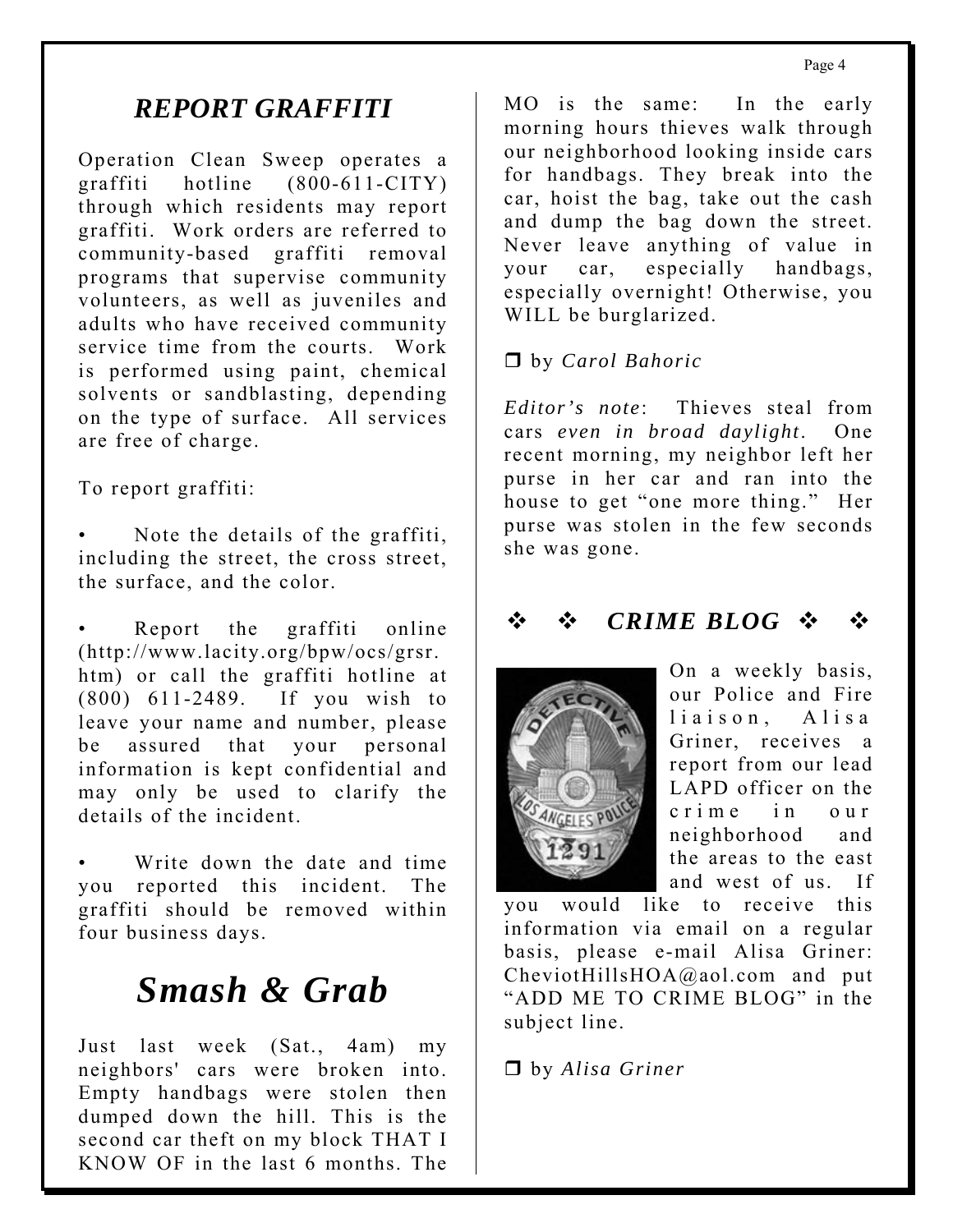## *REPORT GRAFFITI*

Operation Clean Sweep operates a graffiti hotline (800-611-CITY) through which residents may report graffiti. Work orders are referred to community-based graffiti removal programs that supervise community volunteers, as well as juveniles and adults who have received community service time from the courts. Work is performed using paint, chemical solvents or sandblasting, depending on the type of surface. All services are free of charge.

To report graffiti:

- Note the details of the graffiti, including the street, the cross street, the surface, and the color.
- Report the graffiti online (http://www.lacity.org/bpw/ocs/grsr.htm) or call the graffiti hotline at (800) 611-2489. If you wish to leave your name and number, please be assured that your personal information is kept confidential and may only be used to clarify the details of the incident.
- Write down the date and time you reported this incident. The graffiti should be removed within four business days.

# *Smash & Grab*

Just last week (Sat., 4am) my neighbors' cars were broken into. Empty handbags were stolen then dumped down the hill. This is the second car theft on my block THAT I KNOW OF in the last 6 months. The MO is the same: In the early morning hours thieves walk through our neighborhood looking inside cars for handbags. They break into the car, hoist the bag, take out the cash and dump the bag down the street. Never leave anything of value in your car, especially handbags, especially overnight! Otherwise, you WILL be burglarized.

❒ by *Carol Bahoric*

*Editor's note*: Thieves steal from cars *even in broad daylight*. One recent morning, my neighbor left her purse in her car and ran into the house to get "one more thing." Her purse was stolen in the few seconds she was gone.

## ❖ ❖ *CRIME BLOG* ❖ ❖

On a weekly basis, our Police and Fire liaison, Alisa Griner, receives a report from our lead LAPD officer on the crime in our neighborhood and the areas to the east and west of us. If you would like to receive this information via email on a regular basis, please e-mail Alisa Griner: CheviotHillsHOA@aol.com and put "ADD ME TO CRIME BLOG" in the subject line.

❒ by *Alisa Griner*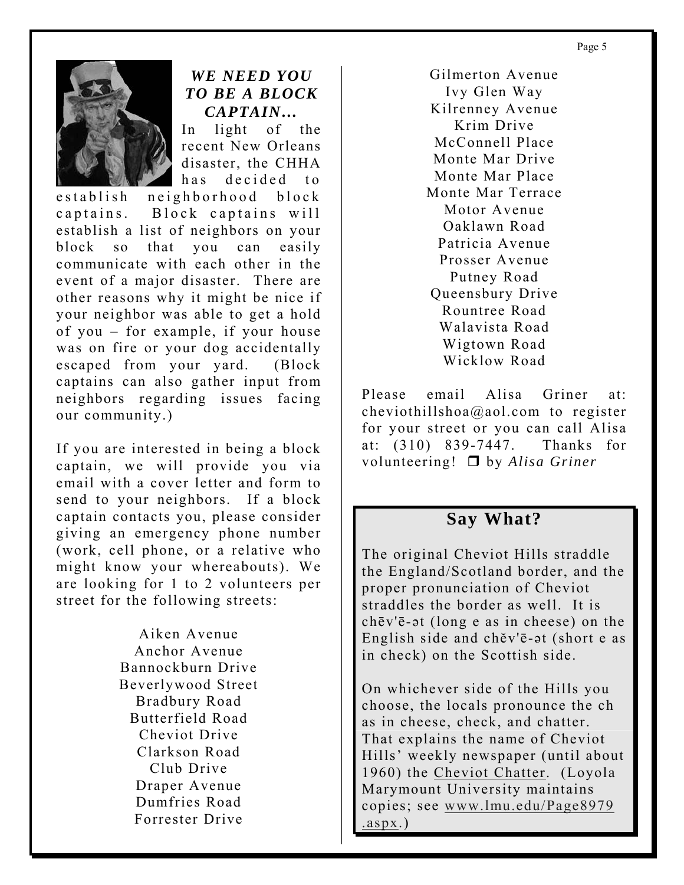### *WE NEED YOU TO BE A BLOCK CAPTAIN...*

In light of the recent New Orleans disaster, the CHHA has decided to establish neighborhood block captains. Block captains will establish a list of neighbors on your block so that you can easily communicate with each other in the event of a major disaster. There are other reasons why it might be nice if your neighbor was able to get a hold of you – for example, if your house was on fire or your dog accidentally escaped from your yard. (Block captains can also gather input from neighbors regarding issues facing our community.)

If you are interested in being a block captain, we will provide you via email with a cover letter and form to send to your neighbors. If a block captain contacts you, please consider giving an emergency phone number (work, cell phone, or a relative who might know your whereabouts). We are looking for 1 to 2 volunteers per street for the following streets:

Aiken Avenue
Anchor Avenue
Bannockburn Drive
Beverlywood Street
Bradbury Road
Butterfield Road
Cheviot Drive
Clarkson Road
Club Drive
Draper Avenue
Dumfries Road
Forrester Drive
Gilmerton Avenue
Ivy Glen Way
Kilrenney Avenue
Krim Drive
McConnell Place
Monte Mar Drive
Monte Mar Place
Monte Mar Terrace
Motor Avenue
Oaklawn Road
Patricia Avenue
Prosser Avenue
Putney Road
Queensbury Drive
Rountree Road
Walavista Road
Wigtown Road
Wicklow Road

Please email Alisa Griner at: cheviothillshoa@aol.com to register for your street or you can call Alisa at: (310) 839-7447. Thanks for volunteering! ❐ by *Alisa Griner*

## Say What?

The original Cheviot Hills straddle the England/Scotland border, and the proper pronunciation of Cheviot straddles the border as well. It is chēv'ē-ət (long e as in cheese) on the English side and chĕv'ē-ət (short e as in check) on the Scottish side.

On whichever side of the Hills you choose, the locals pronounce the ch as in cheese, check, and chatter. That explains the name of Cheviot Hills' weekly newspaper (until about 1960) the Cheviot Chatter. (Loyola Marymount University maintains copies; see www.lmu.edu/Page8979.aspx.)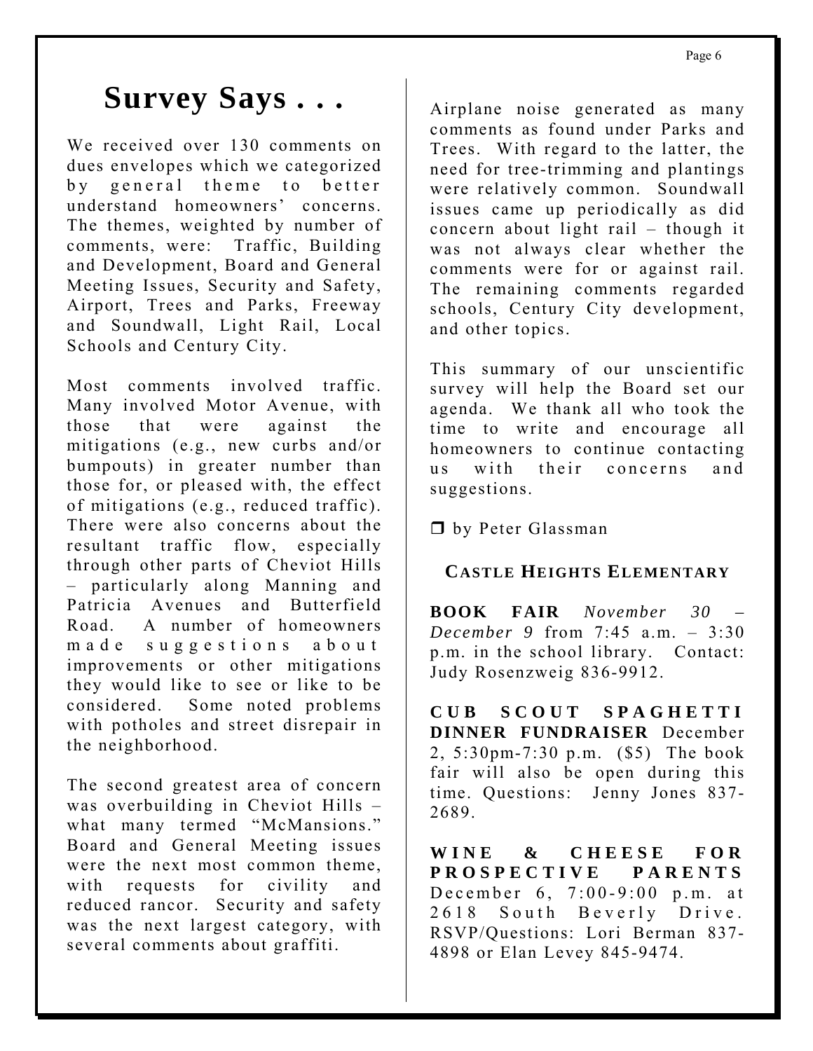# Survey Says . . .

We received over 130 comments on dues envelopes which we categorized by general theme to better understand homeowners' concerns. The themes, weighted by number of comments, were: Traffic, Building and Development, Board and General Meeting Issues, Security and Safety, Airport, Trees and Parks, Freeway and Soundwall, Light Rail, Local Schools and Century City.

Most comments involved traffic. Many involved Motor Avenue, with those that were against the mitigations (e.g., new curbs and/or bumpouts) in greater number than those for, or pleased with, the effect of mitigations (e.g., reduced traffic). There were also concerns about the resultant traffic flow, especially through other parts of Cheviot Hills – particularly along Manning and Patricia Avenues and Butterfield Road. A number of homeowners made suggestions about improvements or other mitigations they would like to see or like to be considered. Some noted problems with potholes and street disrepair in the neighborhood.

The second greatest area of concern was overbuilding in Cheviot Hills – what many termed "McMansions." Board and General Meeting issues were the next most common theme, with requests for civility and reduced rancor. Security and safety was the next largest category, with several comments about graffiti.

Airplane noise generated as many comments as found under Parks and Trees. With regard to the latter, the need for tree-trimming and plantings were relatively common. Soundwall issues came up periodically as did concern about light rail – though it was not always clear whether the comments were for or against rail. The remaining comments regarded schools, Century City development, and other topics.

This summary of our unscientific survey will help the Board set our agenda. We thank all who took the time to write and encourage all homeowners to continue contacting us with their concerns and suggestions.

❒ by Peter Glassman

### CASTLE HEIGHTS ELEMENTARY

**BOOK FAIR** *November 30 – December 9* from 7:45 a.m. – 3:30 p.m. in the school library. Contact: Judy Rosenzweig 836-9912.

**CUB SCOUT SPAGHETTI DINNER FUNDRAISER** December 2, 5:30pm-7:30 p.m. ($5) The book fair will also be open during this time. Questions: Jenny Jones 837-2689.

**WINE & CHEESE FOR PROSPECTIVE PARENTS** December 6, 7:00-9:00 p.m. at 2618 South Beverly Drive. RSVP/Questions: Lori Berman 837-4898 or Elan Levey 845-9474.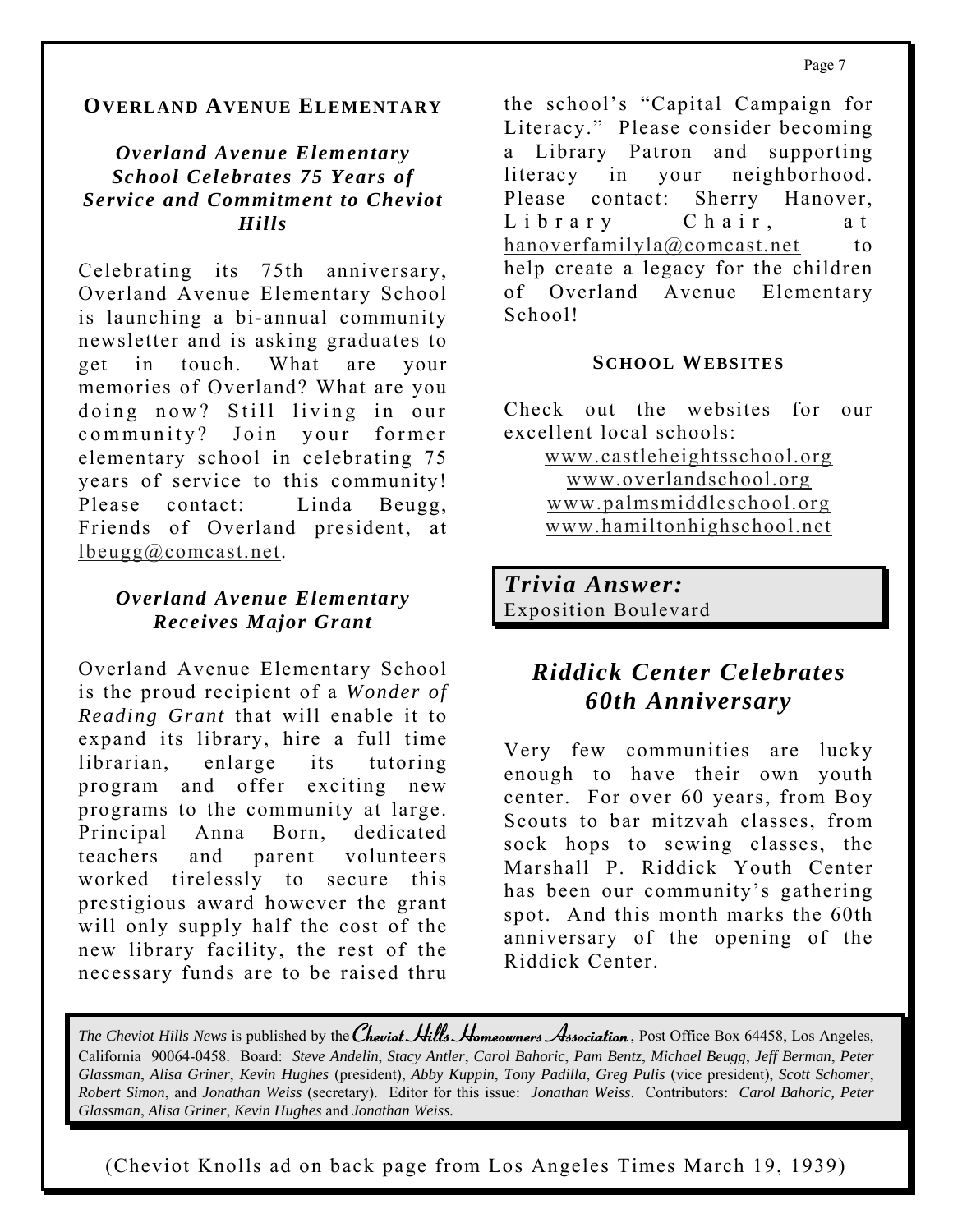## OVERLAND AVENUE ELEMENTARY

### *Overland Avenue Elementary School Celebrates 75 Years of Service and Commitment to Cheviot Hills*

Celebrating its 75th anniversary, Overland Avenue Elementary School is launching a bi-annual community newsletter and is asking graduates to get in touch. What are your memories of Overland? What are you doing now? Still living in our community? Join your former elementary school in celebrating 75 years of service to this community! Please contact: Linda Beugg, Friends of Overland president, at lbeugg@comcast.net.

### *Overland Avenue Elementary Receives Major Grant*

Overland Avenue Elementary School is the proud recipient of a *Wonder of Reading Grant* that will enable it to expand its library, hire a full time librarian, enlarge its tutoring program and offer exciting new programs to the community at large. Principal Anna Born, dedicated teachers and parent volunteers worked tirelessly to secure this prestigious award however the grant will only supply half the cost of the new library facility, the rest of the necessary funds are to be raised thru the school's "Capital Campaign for Literacy." Please consider becoming a Library Patron and supporting literacy in your neighborhood. Please contact: Sherry Hanover, Library Chair, at hanoverfamilyla@comcast.net to help create a legacy for the children of Overland Avenue Elementary School!

## SCHOOL WEBSITES

Check out the websites for our excellent local schools:

www.castleheightsschool.org
www.overlandschool.org
www.palmsmiddleschool.org
www.hamiltonhighschool.net

***Trivia Answer:***
Exposition Boulevard

## *Riddick Center Celebrates 60th Anniversary*

Very few communities are lucky enough to have their own youth center. For over 60 years, from Boy Scouts to bar mitzvah classes, from sock hops to sewing classes, the Marshall P. Riddick Youth Center has been our community's gathering spot. And this month marks the 60th anniversary of the opening of the Riddick Center.

*The Cheviot Hills News* is published by the *Cheviot Hills Homeowners Association*, Post Office Box 64458, Los Angeles, California 90064-0458. Board: *Steve Andelin*, *Stacy Antler*, *Carol Bahoric*, *Pam Bentz*, *Michael Beugg*, *Jeff Berman*, *Peter Glassman*, *Alisa Griner*, *Kevin Hughes* (president), *Abby Kuppin*, *Tony Padilla*, *Greg Pulis* (vice president), *Scott Schomer*, *Robert Simon*, and *Jonathan Weiss* (secretary). Editor for this issue: *Jonathan Weiss*. Contributors: *Carol Bahoric, Peter Glassman*, *Alisa Griner*, *Kevin Hughes* and *Jonathan Weiss.*

(Cheviot Knolls ad on back page from Los Angeles Times March 19, 1939)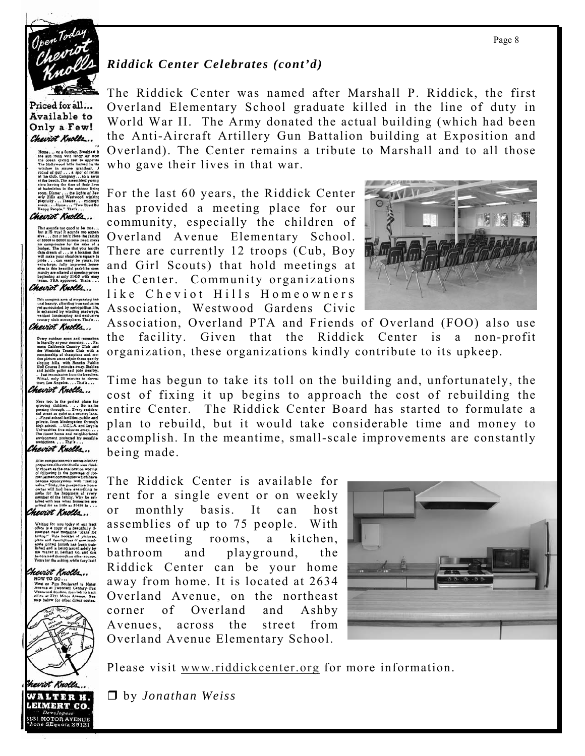## *Riddick Center Celebrates (cont'd)*

The Riddick Center was named after Marshall P. Riddick, the first Overland Elementary School graduate killed in the line of duty in World War II. The Army donated the actual building (which had been the Anti-Aircraft Artillery Gun Battalion building at Exposition and Overland). The Center remains a tribute to Marshall and to all those who gave their lives in that war.

For the last 60 years, the Riddick Center has provided a meeting place for our community, especially the children of Overland Avenue Elementary School. There are currently 12 troops (Cub, Boy and Girl Scouts) that hold meetings at the Center. Community organizations like Cheviot Hills Homeowners Association, Westwood Gardens Civic Association, Overland PTA and Friends of Overland (FOO) also use the facility. Given that the Riddick Center is a non-profit organization, these organizations kindly contribute to its upkeep.

Time has begun to take its toll on the building and, unfortunately, the cost of fixing it up begins to approach the cost of rebuilding the entire Center. The Riddick Center Board has started to formulate a plan to rebuild, but it would take considerable time and money to accomplish. In the meantime, small-scale improvements are constantly being made.

The Riddick Center is available for rent for a single event or on weekly or monthly basis. It can host assemblies of up to 75 people. With two meeting rooms, a kitchen, bathroom and playground, the Riddick Center can be your home away from home. It is located at 2634 Overland Avenue, on the northeast corner of Overland and Ashby Avenues, across the street from Overland Avenue Elementary School.

Please visit www.riddickcenter.org for more information.

❒ by *Jonathan Weiss*